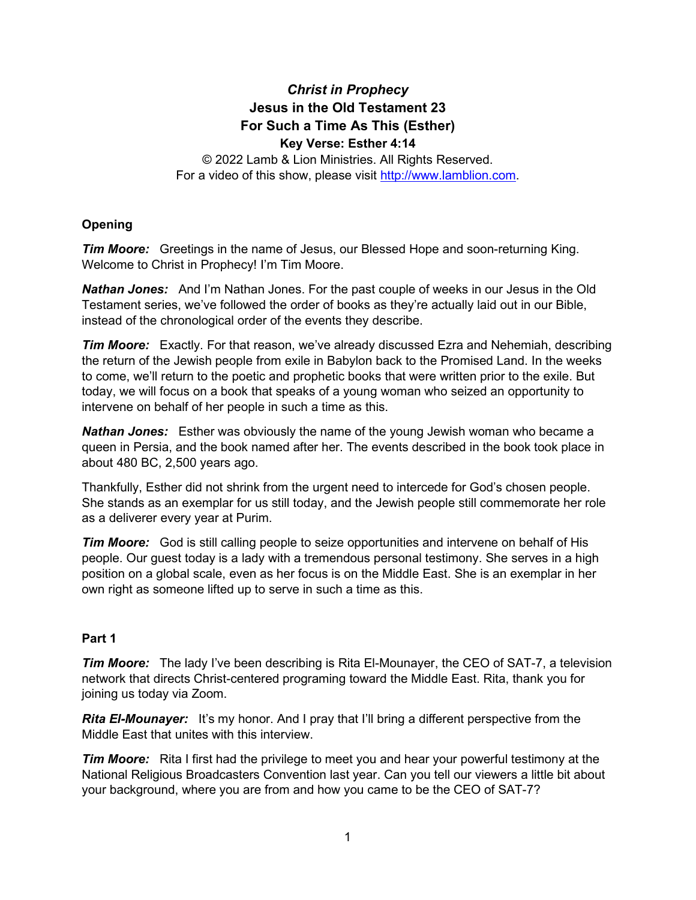# *Christ in Prophecy*

## Jesus in the Old Testament 23

## For Such a Time As This (Esther)

### Key Verse: Esther 4:14

© 2022 Lamb & Lion Ministries. All Rights Reserved.
For a video of this show, please visit http://www.lamblion.com.

**Opening**

***Tim Moore:*** Greetings in the name of Jesus, our Blessed Hope and soon-returning King. Welcome to Christ in Prophecy! I'm Tim Moore.

***Nathan Jones:*** And I'm Nathan Jones. For the past couple of weeks in our Jesus in the Old Testament series, we've followed the order of books as they're actually laid out in our Bible, instead of the chronological order of the events they describe.

***Tim Moore:*** Exactly. For that reason, we've already discussed Ezra and Nehemiah, describing the return of the Jewish people from exile in Babylon back to the Promised Land. In the weeks to come, we'll return to the poetic and prophetic books that were written prior to the exile. But today, we will focus on a book that speaks of a young woman who seized an opportunity to intervene on behalf of her people in such a time as this.

***Nathan Jones:*** Esther was obviously the name of the young Jewish woman who became a queen in Persia, and the book named after her. The events described in the book took place in about 480 BC, 2,500 years ago.

Thankfully, Esther did not shrink from the urgent need to intercede for God's chosen people. She stands as an exemplar for us still today, and the Jewish people still commemorate her role as a deliverer every year at Purim.

***Tim Moore:*** God is still calling people to seize opportunities and intervene on behalf of His people. Our guest today is a lady with a tremendous personal testimony. She serves in a high position on a global scale, even as her focus is on the Middle East. She is an exemplar in her own right as someone lifted up to serve in such a time as this.

**Part 1**

***Tim Moore:*** The lady I've been describing is Rita El-Mounayer, the CEO of SAT-7, a television network that directs Christ-centered programing toward the Middle East. Rita, thank you for joining us today via Zoom.

***Rita El-Mounayer:*** It's my honor. And I pray that I'll bring a different perspective from the Middle East that unites with this interview.

***Tim Moore:*** Rita I first had the privilege to meet you and hear your powerful testimony at the National Religious Broadcasters Convention last year. Can you tell our viewers a little bit about your background, where you are from and how you came to be the CEO of SAT-7?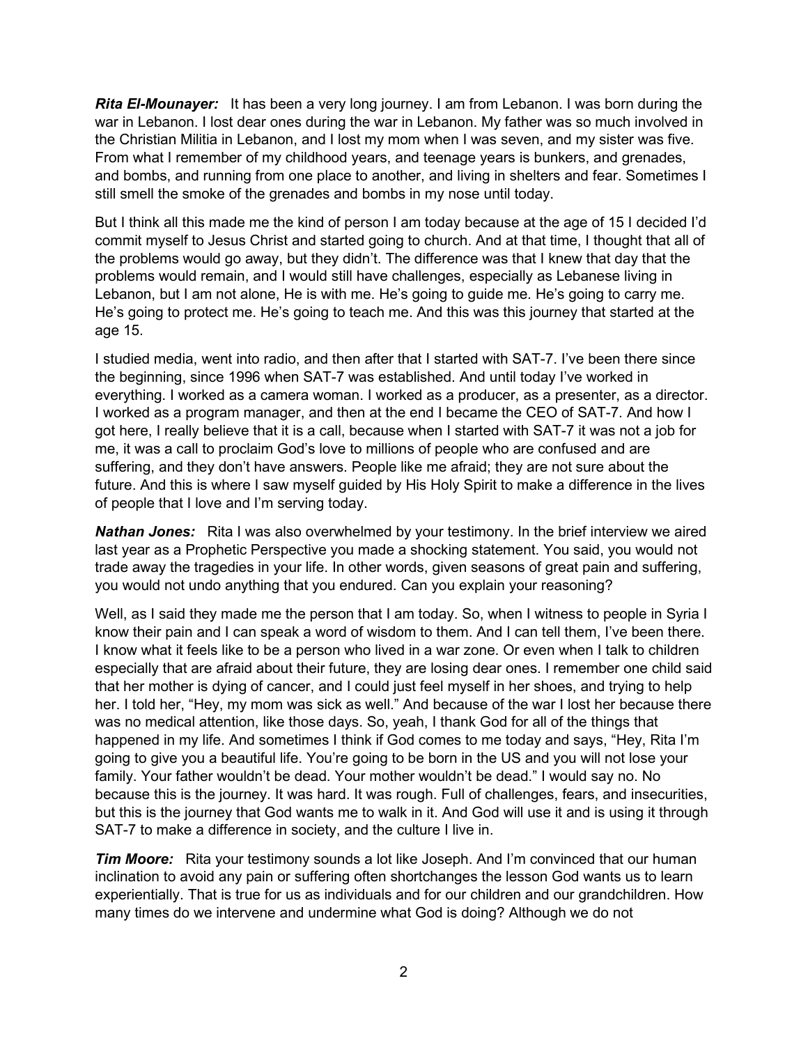***Rita El-Mounayer:*** It has been a very long journey. I am from Lebanon. I was born during the war in Lebanon. I lost dear ones during the war in Lebanon. My father was so much involved in the Christian Militia in Lebanon, and I lost my mom when I was seven, and my sister was five. From what I remember of my childhood years, and teenage years is bunkers, and grenades, and bombs, and running from one place to another, and living in shelters and fear. Sometimes I still smell the smoke of the grenades and bombs in my nose until today.

But I think all this made me the kind of person I am today because at the age of 15 I decided I'd commit myself to Jesus Christ and started going to church. And at that time, I thought that all of the problems would go away, but they didn't. The difference was that I knew that day that the problems would remain, and I would still have challenges, especially as Lebanese living in Lebanon, but I am not alone, He is with me. He's going to guide me. He's going to carry me. He's going to protect me. He's going to teach me. And this was this journey that started at the age 15.

I studied media, went into radio, and then after that I started with SAT-7. I've been there since the beginning, since 1996 when SAT-7 was established. And until today I've worked in everything. I worked as a camera woman. I worked as a producer, as a presenter, as a director. I worked as a program manager, and then at the end I became the CEO of SAT-7. And how I got here, I really believe that it is a call, because when I started with SAT-7 it was not a job for me, it was a call to proclaim God's love to millions of people who are confused and are suffering, and they don't have answers. People like me afraid; they are not sure about the future. And this is where I saw myself guided by His Holy Spirit to make a difference in the lives of people that I love and I'm serving today.

***Nathan Jones:*** Rita I was also overwhelmed by your testimony. In the brief interview we aired last year as a Prophetic Perspective you made a shocking statement. You said, you would not trade away the tragedies in your life. In other words, given seasons of great pain and suffering, you would not undo anything that you endured. Can you explain your reasoning?

Well, as I said they made me the person that I am today. So, when I witness to people in Syria I know their pain and I can speak a word of wisdom to them. And I can tell them, I've been there. I know what it feels like to be a person who lived in a war zone. Or even when I talk to children especially that are afraid about their future, they are losing dear ones. I remember one child said that her mother is dying of cancer, and I could just feel myself in her shoes, and trying to help her. I told her, "Hey, my mom was sick as well." And because of the war I lost her because there was no medical attention, like those days. So, yeah, I thank God for all of the things that happened in my life. And sometimes I think if God comes to me today and says, "Hey, Rita I'm going to give you a beautiful life. You're going to be born in the US and you will not lose your family. Your father wouldn't be dead. Your mother wouldn't be dead." I would say no. No because this is the journey. It was hard. It was rough. Full of challenges, fears, and insecurities, but this is the journey that God wants me to walk in it. And God will use it and is using it through SAT-7 to make a difference in society, and the culture I live in.

***Tim Moore:*** Rita your testimony sounds a lot like Joseph. And I'm convinced that our human inclination to avoid any pain or suffering often shortchanges the lesson God wants us to learn experientially. That is true for us as individuals and for our children and our grandchildren. How many times do we intervene and undermine what God is doing? Although we do not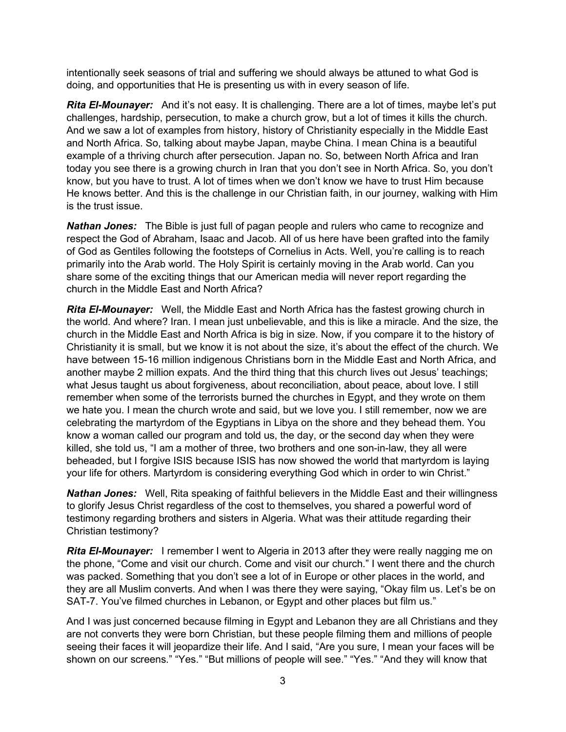intentionally seek seasons of trial and suffering we should always be attuned to what God is doing, and opportunities that He is presenting us with in every season of life.

***Rita El-Mounayer:*** And it's not easy. It is challenging. There are a lot of times, maybe let's put challenges, hardship, persecution, to make a church grow, but a lot of times it kills the church. And we saw a lot of examples from history, history of Christianity especially in the Middle East and North Africa. So, talking about maybe Japan, maybe China. I mean China is a beautiful example of a thriving church after persecution. Japan no. So, between North Africa and Iran today you see there is a growing church in Iran that you don't see in North Africa. So, you don't know, but you have to trust. A lot of times when we don't know we have to trust Him because He knows better. And this is the challenge in our Christian faith, in our journey, walking with Him is the trust issue.

***Nathan Jones:*** The Bible is just full of pagan people and rulers who came to recognize and respect the God of Abraham, Isaac and Jacob. All of us here have been grafted into the family of God as Gentiles following the footsteps of Cornelius in Acts. Well, you're calling is to reach primarily into the Arab world. The Holy Spirit is certainly moving in the Arab world. Can you share some of the exciting things that our American media will never report regarding the church in the Middle East and North Africa?

***Rita El-Mounayer:*** Well, the Middle East and North Africa has the fastest growing church in the world. And where? Iran. I mean just unbelievable, and this is like a miracle. And the size, the church in the Middle East and North Africa is big in size. Now, if you compare it to the history of Christianity it is small, but we know it is not about the size, it's about the effect of the church. We have between 15-16 million indigenous Christians born in the Middle East and North Africa, and another maybe 2 million expats. And the third thing that this church lives out Jesus' teachings; what Jesus taught us about forgiveness, about reconciliation, about peace, about love. I still remember when some of the terrorists burned the churches in Egypt, and they wrote on them we hate you. I mean the church wrote and said, but we love you. I still remember, now we are celebrating the martyrdom of the Egyptians in Libya on the shore and they behead them. You know a woman called our program and told us, the day, or the second day when they were killed, she told us, "I am a mother of three, two brothers and one son-in-law, they all were beheaded, but I forgive ISIS because ISIS has now showed the world that martyrdom is laying your life for others. Martyrdom is considering everything God which in order to win Christ."

***Nathan Jones:*** Well, Rita speaking of faithful believers in the Middle East and their willingness to glorify Jesus Christ regardless of the cost to themselves, you shared a powerful word of testimony regarding brothers and sisters in Algeria. What was their attitude regarding their Christian testimony?

***Rita El-Mounayer:*** I remember I went to Algeria in 2013 after they were really nagging me on the phone, "Come and visit our church. Come and visit our church." I went there and the church was packed. Something that you don't see a lot of in Europe or other places in the world, and they are all Muslim converts. And when I was there they were saying, "Okay film us. Let's be on SAT-7. You've filmed churches in Lebanon, or Egypt and other places but film us."

And I was just concerned because filming in Egypt and Lebanon they are all Christians and they are not converts they were born Christian, but these people filming them and millions of people seeing their faces it will jeopardize their life. And I said, "Are you sure, I mean your faces will be shown on our screens." "Yes." "But millions of people will see." "Yes." "And they will know that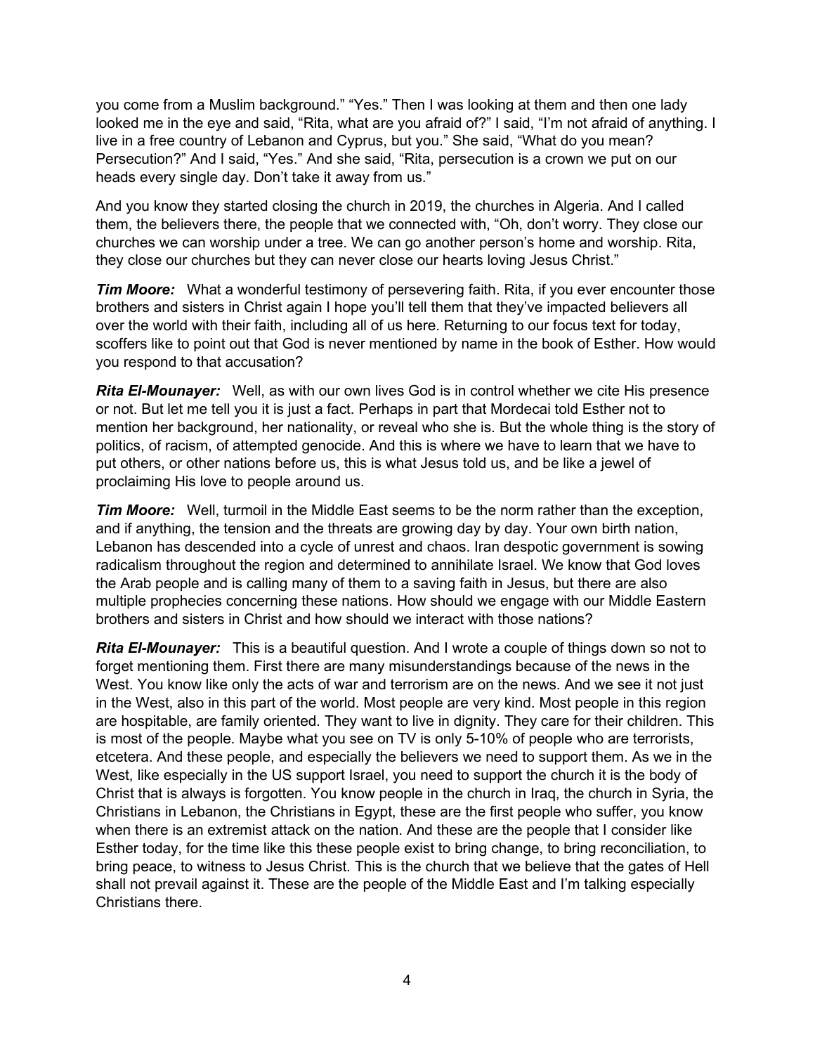you come from a Muslim background." "Yes." Then I was looking at them and then one lady looked me in the eye and said, "Rita, what are you afraid of?" I said, "I'm not afraid of anything. I live in a free country of Lebanon and Cyprus, but you." She said, "What do you mean? Persecution?" And I said, "Yes." And she said, "Rita, persecution is a crown we put on our heads every single day. Don't take it away from us."

And you know they started closing the church in 2019, the churches in Algeria. And I called them, the believers there, the people that we connected with, "Oh, don't worry. They close our churches we can worship under a tree. We can go another person's home and worship. Rita, they close our churches but they can never close our hearts loving Jesus Christ."

***Tim Moore:*** What a wonderful testimony of persevering faith. Rita, if you ever encounter those brothers and sisters in Christ again I hope you'll tell them that they've impacted believers all over the world with their faith, including all of us here. Returning to our focus text for today, scoffers like to point out that God is never mentioned by name in the book of Esther. How would you respond to that accusation?

***Rita El-Mounayer:*** Well, as with our own lives God is in control whether we cite His presence or not. But let me tell you it is just a fact. Perhaps in part that Mordecai told Esther not to mention her background, her nationality, or reveal who she is. But the whole thing is the story of politics, of racism, of attempted genocide. And this is where we have to learn that we have to put others, or other nations before us, this is what Jesus told us, and be like a jewel of proclaiming His love to people around us.

***Tim Moore:*** Well, turmoil in the Middle East seems to be the norm rather than the exception, and if anything, the tension and the threats are growing day by day. Your own birth nation, Lebanon has descended into a cycle of unrest and chaos. Iran despotic government is sowing radicalism throughout the region and determined to annihilate Israel. We know that God loves the Arab people and is calling many of them to a saving faith in Jesus, but there are also multiple prophecies concerning these nations. How should we engage with our Middle Eastern brothers and sisters in Christ and how should we interact with those nations?

***Rita El-Mounayer:*** This is a beautiful question. And I wrote a couple of things down so not to forget mentioning them. First there are many misunderstandings because of the news in the West. You know like only the acts of war and terrorism are on the news. And we see it not just in the West, also in this part of the world. Most people are very kind. Most people in this region are hospitable, are family oriented. They want to live in dignity. They care for their children. This is most of the people. Maybe what you see on TV is only 5-10% of people who are terrorists, etcetera. And these people, and especially the believers we need to support them. As we in the West, like especially in the US support Israel, you need to support the church it is the body of Christ that is always is forgotten. You know people in the church in Iraq, the church in Syria, the Christians in Lebanon, the Christians in Egypt, these are the first people who suffer, you know when there is an extremist attack on the nation. And these are the people that I consider like Esther today, for the time like this these people exist to bring change, to bring reconciliation, to bring peace, to witness to Jesus Christ. This is the church that we believe that the gates of Hell shall not prevail against it. These are the people of the Middle East and I'm talking especially Christians there.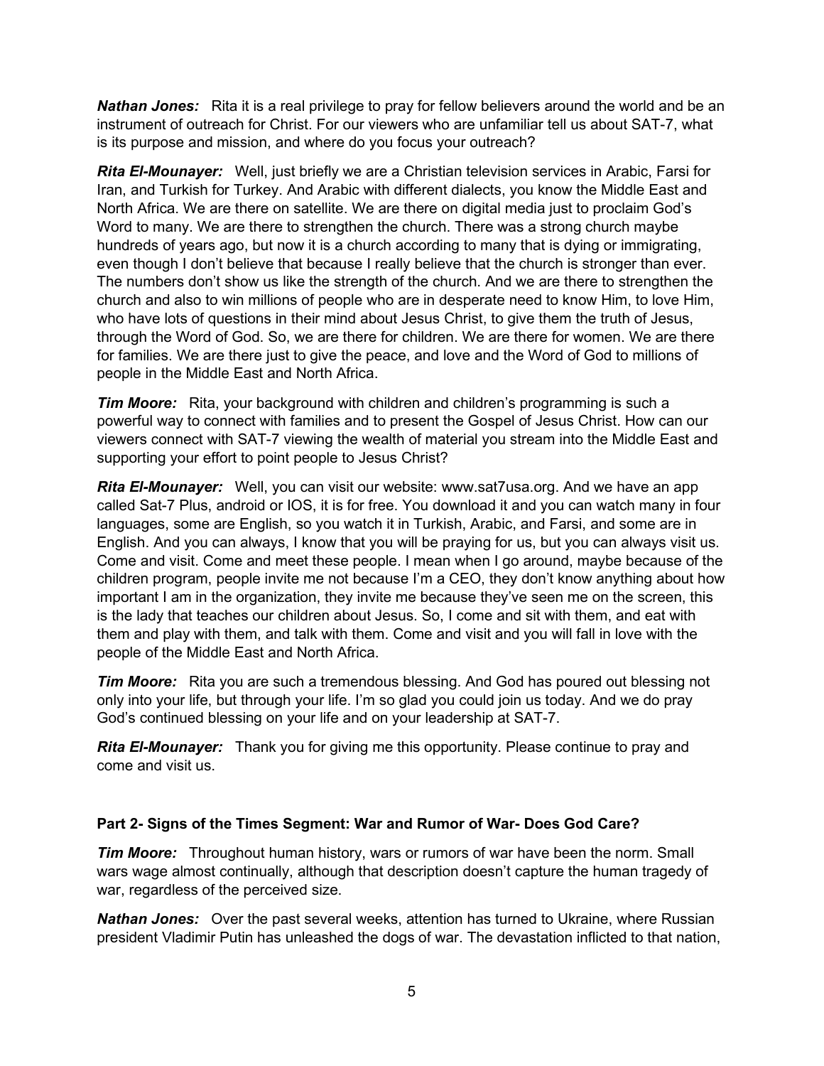***Nathan Jones:*** Rita it is a real privilege to pray for fellow believers around the world and be an instrument of outreach for Christ. For our viewers who are unfamiliar tell us about SAT-7, what is its purpose and mission, and where do you focus your outreach?

***Rita El-Mounayer:*** Well, just briefly we are a Christian television services in Arabic, Farsi for Iran, and Turkish for Turkey. And Arabic with different dialects, you know the Middle East and North Africa. We are there on satellite. We are there on digital media just to proclaim God's Word to many. We are there to strengthen the church. There was a strong church maybe hundreds of years ago, but now it is a church according to many that is dying or immigrating, even though I don't believe that because I really believe that the church is stronger than ever. The numbers don't show us like the strength of the church. And we are there to strengthen the church and also to win millions of people who are in desperate need to know Him, to love Him, who have lots of questions in their mind about Jesus Christ, to give them the truth of Jesus, through the Word of God. So, we are there for children. We are there for women. We are there for families. We are there just to give the peace, and love and the Word of God to millions of people in the Middle East and North Africa.

***Tim Moore:*** Rita, your background with children and children's programming is such a powerful way to connect with families and to present the Gospel of Jesus Christ. How can our viewers connect with SAT-7 viewing the wealth of material you stream into the Middle East and supporting your effort to point people to Jesus Christ?

***Rita El-Mounayer:*** Well, you can visit our website: www.sat7usa.org. And we have an app called Sat-7 Plus, android or IOS, it is for free. You download it and you can watch many in four languages, some are English, so you watch it in Turkish, Arabic, and Farsi, and some are in English. And you can always, I know that you will be praying for us, but you can always visit us. Come and visit. Come and meet these people. I mean when I go around, maybe because of the children program, people invite me not because I'm a CEO, they don't know anything about how important I am in the organization, they invite me because they've seen me on the screen, this is the lady that teaches our children about Jesus. So, I come and sit with them, and eat with them and play with them, and talk with them. Come and visit and you will fall in love with the people of the Middle East and North Africa.

***Tim Moore:*** Rita you are such a tremendous blessing. And God has poured out blessing not only into your life, but through your life. I'm so glad you could join us today. And we do pray God's continued blessing on your life and on your leadership at SAT-7.

***Rita El-Mounayer:*** Thank you for giving me this opportunity. Please continue to pray and come and visit us.

**Part 2- Signs of the Times Segment: War and Rumor of War- Does God Care?**

***Tim Moore:*** Throughout human history, wars or rumors of war have been the norm. Small wars wage almost continually, although that description doesn't capture the human tragedy of war, regardless of the perceived size.

***Nathan Jones:*** Over the past several weeks, attention has turned to Ukraine, where Russian president Vladimir Putin has unleashed the dogs of war. The devastation inflicted to that nation,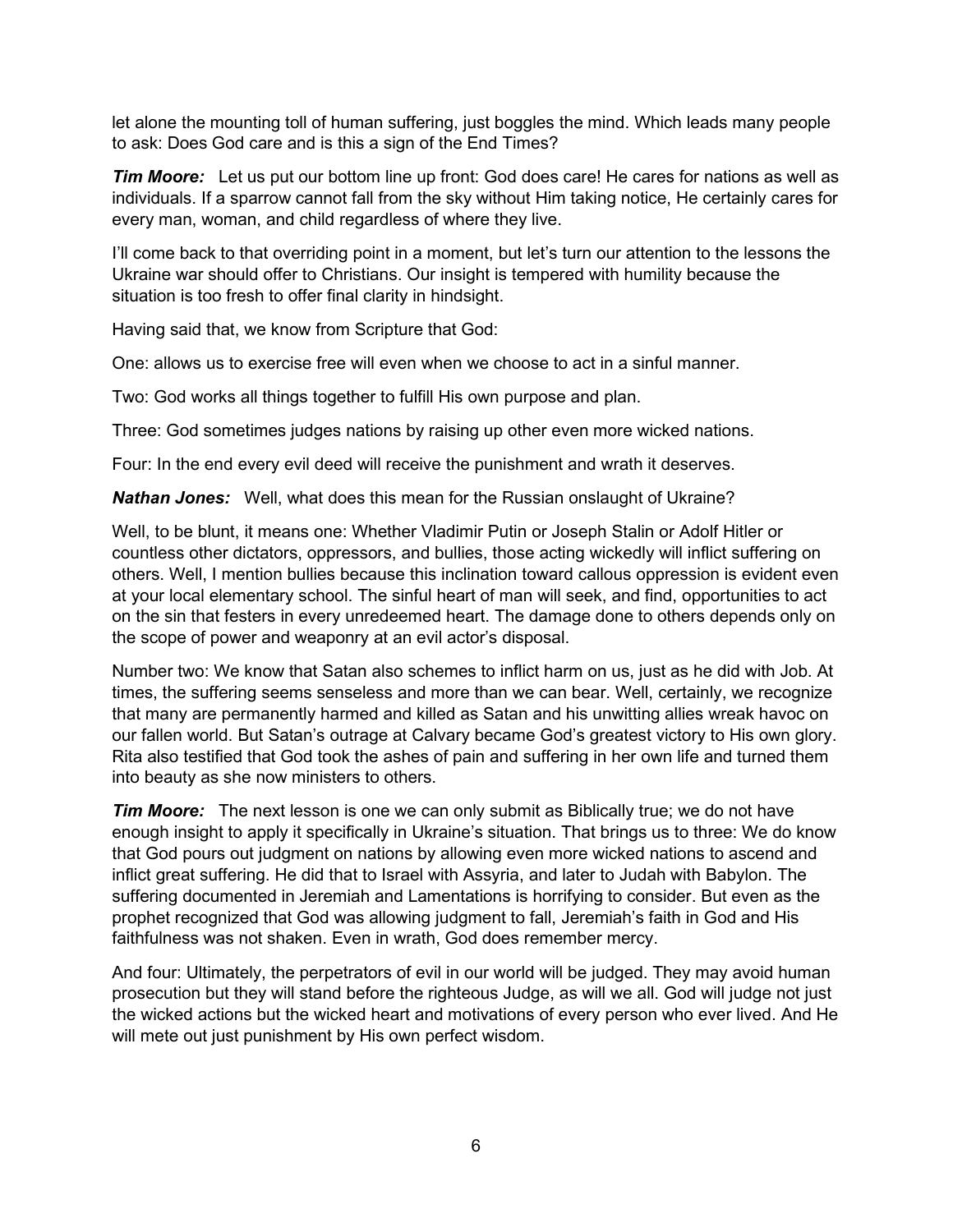let alone the mounting toll of human suffering, just boggles the mind. Which leads many people to ask: Does God care and is this a sign of the End Times?

***Tim Moore:*** Let us put our bottom line up front: God does care! He cares for nations as well as individuals. If a sparrow cannot fall from the sky without Him taking notice, He certainly cares for every man, woman, and child regardless of where they live.

I'll come back to that overriding point in a moment, but let's turn our attention to the lessons the Ukraine war should offer to Christians. Our insight is tempered with humility because the situation is too fresh to offer final clarity in hindsight.

Having said that, we know from Scripture that God:

One: allows us to exercise free will even when we choose to act in a sinful manner.

Two: God works all things together to fulfill His own purpose and plan.

Three: God sometimes judges nations by raising up other even more wicked nations.

Four: In the end every evil deed will receive the punishment and wrath it deserves.

***Nathan Jones:*** Well, what does this mean for the Russian onslaught of Ukraine?

Well, to be blunt, it means one: Whether Vladimir Putin or Joseph Stalin or Adolf Hitler or countless other dictators, oppressors, and bullies, those acting wickedly will inflict suffering on others. Well, I mention bullies because this inclination toward callous oppression is evident even at your local elementary school. The sinful heart of man will seek, and find, opportunities to act on the sin that festers in every unredeemed heart. The damage done to others depends only on the scope of power and weaponry at an evil actor's disposal.

Number two: We know that Satan also schemes to inflict harm on us, just as he did with Job. At times, the suffering seems senseless and more than we can bear. Well, certainly, we recognize that many are permanently harmed and killed as Satan and his unwitting allies wreak havoc on our fallen world. But Satan's outrage at Calvary became God's greatest victory to His own glory. Rita also testified that God took the ashes of pain and suffering in her own life and turned them into beauty as she now ministers to others.

***Tim Moore:*** The next lesson is one we can only submit as Biblically true; we do not have enough insight to apply it specifically in Ukraine's situation. That brings us to three: We do know that God pours out judgment on nations by allowing even more wicked nations to ascend and inflict great suffering. He did that to Israel with Assyria, and later to Judah with Babylon. The suffering documented in Jeremiah and Lamentations is horrifying to consider. But even as the prophet recognized that God was allowing judgment to fall, Jeremiah's faith in God and His faithfulness was not shaken. Even in wrath, God does remember mercy.

And four: Ultimately, the perpetrators of evil in our world will be judged. They may avoid human prosecution but they will stand before the righteous Judge, as will we all. God will judge not just the wicked actions but the wicked heart and motivations of every person who ever lived. And He will mete out just punishment by His own perfect wisdom.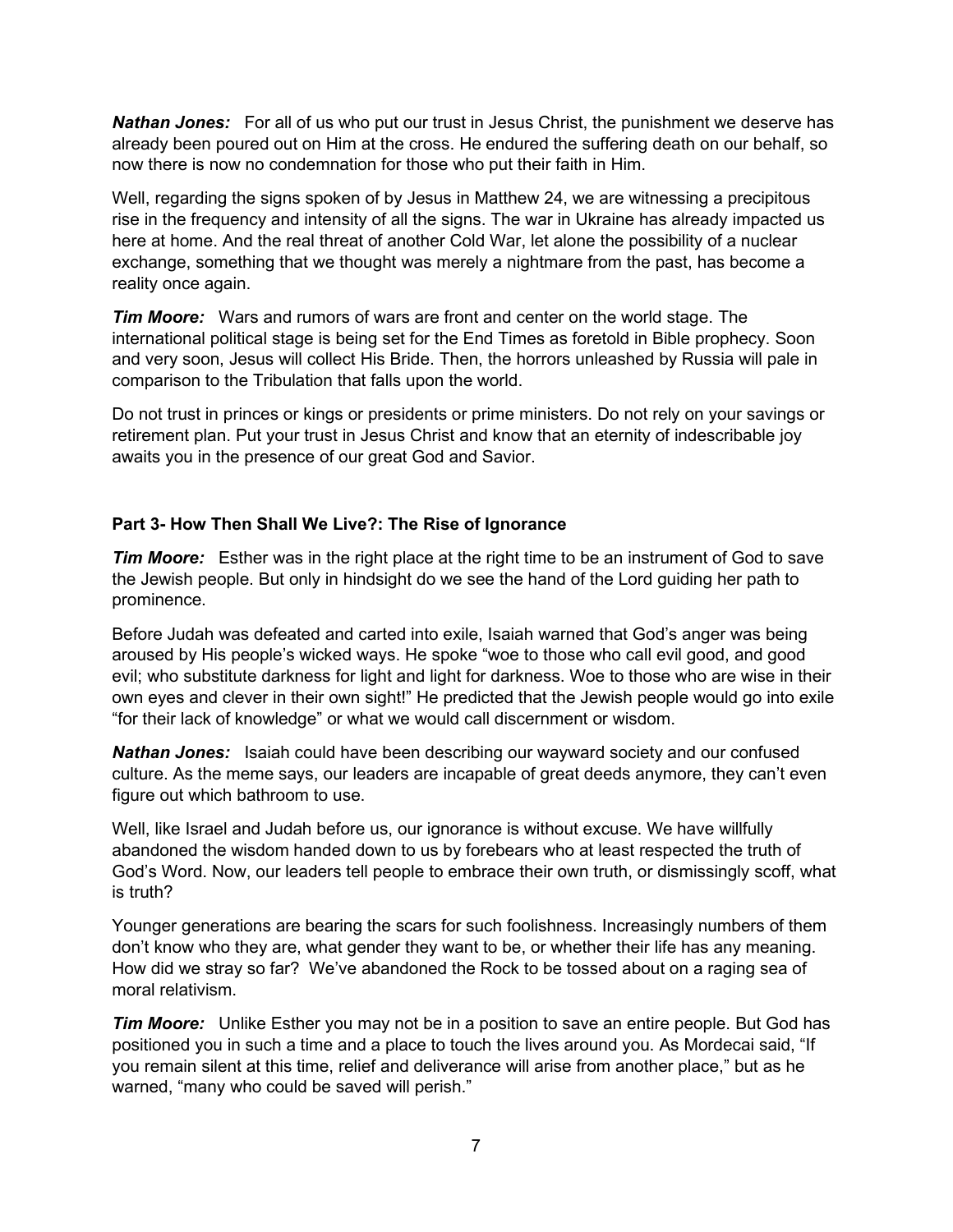***Nathan Jones:*** For all of us who put our trust in Jesus Christ, the punishment we deserve has already been poured out on Him at the cross. He endured the suffering death on our behalf, so now there is now no condemnation for those who put their faith in Him.

Well, regarding the signs spoken of by Jesus in Matthew 24, we are witnessing a precipitous rise in the frequency and intensity of all the signs. The war in Ukraine has already impacted us here at home. And the real threat of another Cold War, let alone the possibility of a nuclear exchange, something that we thought was merely a nightmare from the past, has become a reality once again.

***Tim Moore:*** Wars and rumors of wars are front and center on the world stage. The international political stage is being set for the End Times as foretold in Bible prophecy. Soon and very soon, Jesus will collect His Bride. Then, the horrors unleashed by Russia will pale in comparison to the Tribulation that falls upon the world.

Do not trust in princes or kings or presidents or prime ministers. Do not rely on your savings or retirement plan. Put your trust in Jesus Christ and know that an eternity of indescribable joy awaits you in the presence of our great God and Savior.

**Part 3- How Then Shall We Live?: The Rise of Ignorance**

***Tim Moore:*** Esther was in the right place at the right time to be an instrument of God to save the Jewish people. But only in hindsight do we see the hand of the Lord guiding her path to prominence.

Before Judah was defeated and carted into exile, Isaiah warned that God's anger was being aroused by His people's wicked ways. He spoke "woe to those who call evil good, and good evil; who substitute darkness for light and light for darkness. Woe to those who are wise in their own eyes and clever in their own sight!" He predicted that the Jewish people would go into exile "for their lack of knowledge" or what we would call discernment or wisdom.

***Nathan Jones:*** Isaiah could have been describing our wayward society and our confused culture. As the meme says, our leaders are incapable of great deeds anymore, they can't even figure out which bathroom to use.

Well, like Israel and Judah before us, our ignorance is without excuse. We have willfully abandoned the wisdom handed down to us by forebears who at least respected the truth of God's Word. Now, our leaders tell people to embrace their own truth, or dismissingly scoff, what is truth?

Younger generations are bearing the scars for such foolishness. Increasingly numbers of them don't know who they are, what gender they want to be, or whether their life has any meaning. How did we stray so far? We've abandoned the Rock to be tossed about on a raging sea of moral relativism.

***Tim Moore:*** Unlike Esther you may not be in a position to save an entire people. But God has positioned you in such a time and a place to touch the lives around you. As Mordecai said, "If you remain silent at this time, relief and deliverance will arise from another place," but as he warned, "many who could be saved will perish."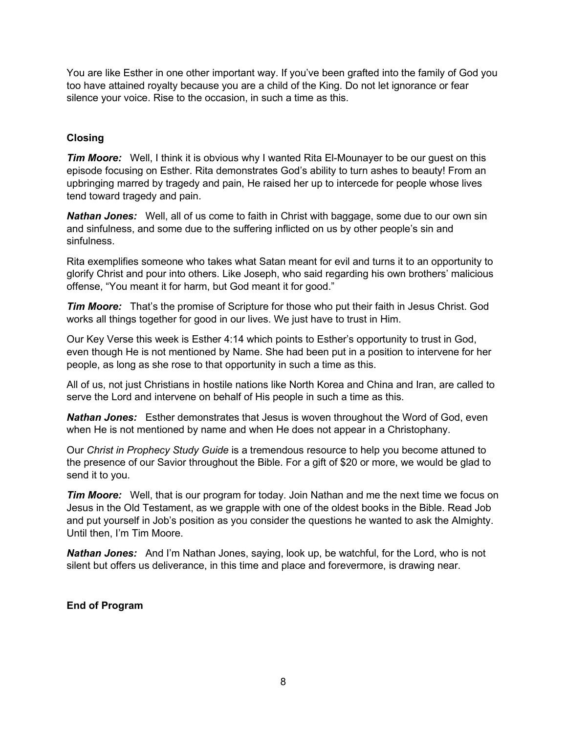You are like Esther in one other important way. If you've been grafted into the family of God you too have attained royalty because you are a child of the King. Do not let ignorance or fear silence your voice. Rise to the occasion, in such a time as this.

**Closing**

***Tim Moore:*** Well, I think it is obvious why I wanted Rita El-Mounayer to be our guest on this episode focusing on Esther. Rita demonstrates God's ability to turn ashes to beauty! From an upbringing marred by tragedy and pain, He raised her up to intercede for people whose lives tend toward tragedy and pain.

***Nathan Jones:*** Well, all of us come to faith in Christ with baggage, some due to our own sin and sinfulness, and some due to the suffering inflicted on us by other people's sin and sinfulness.

Rita exemplifies someone who takes what Satan meant for evil and turns it to an opportunity to glorify Christ and pour into others. Like Joseph, who said regarding his own brothers' malicious offense, "You meant it for harm, but God meant it for good."

***Tim Moore:*** That's the promise of Scripture for those who put their faith in Jesus Christ. God works all things together for good in our lives. We just have to trust in Him.

Our Key Verse this week is Esther 4:14 which points to Esther's opportunity to trust in God, even though He is not mentioned by Name. She had been put in a position to intervene for her people, as long as she rose to that opportunity in such a time as this.

All of us, not just Christians in hostile nations like North Korea and China and Iran, are called to serve the Lord and intervene on behalf of His people in such a time as this.

***Nathan Jones:*** Esther demonstrates that Jesus is woven throughout the Word of God, even when He is not mentioned by name and when He does not appear in a Christophany.

Our *Christ in Prophecy Study Guide* is a tremendous resource to help you become attuned to the presence of our Savior throughout the Bible. For a gift of $20 or more, we would be glad to send it to you.

***Tim Moore:*** Well, that is our program for today. Join Nathan and me the next time we focus on Jesus in the Old Testament, as we grapple with one of the oldest books in the Bible. Read Job and put yourself in Job's position as you consider the questions he wanted to ask the Almighty. Until then, I'm Tim Moore.

***Nathan Jones:*** And I'm Nathan Jones, saying, look up, be watchful, for the Lord, who is not silent but offers us deliverance, in this time and place and forevermore, is drawing near.

**End of Program**